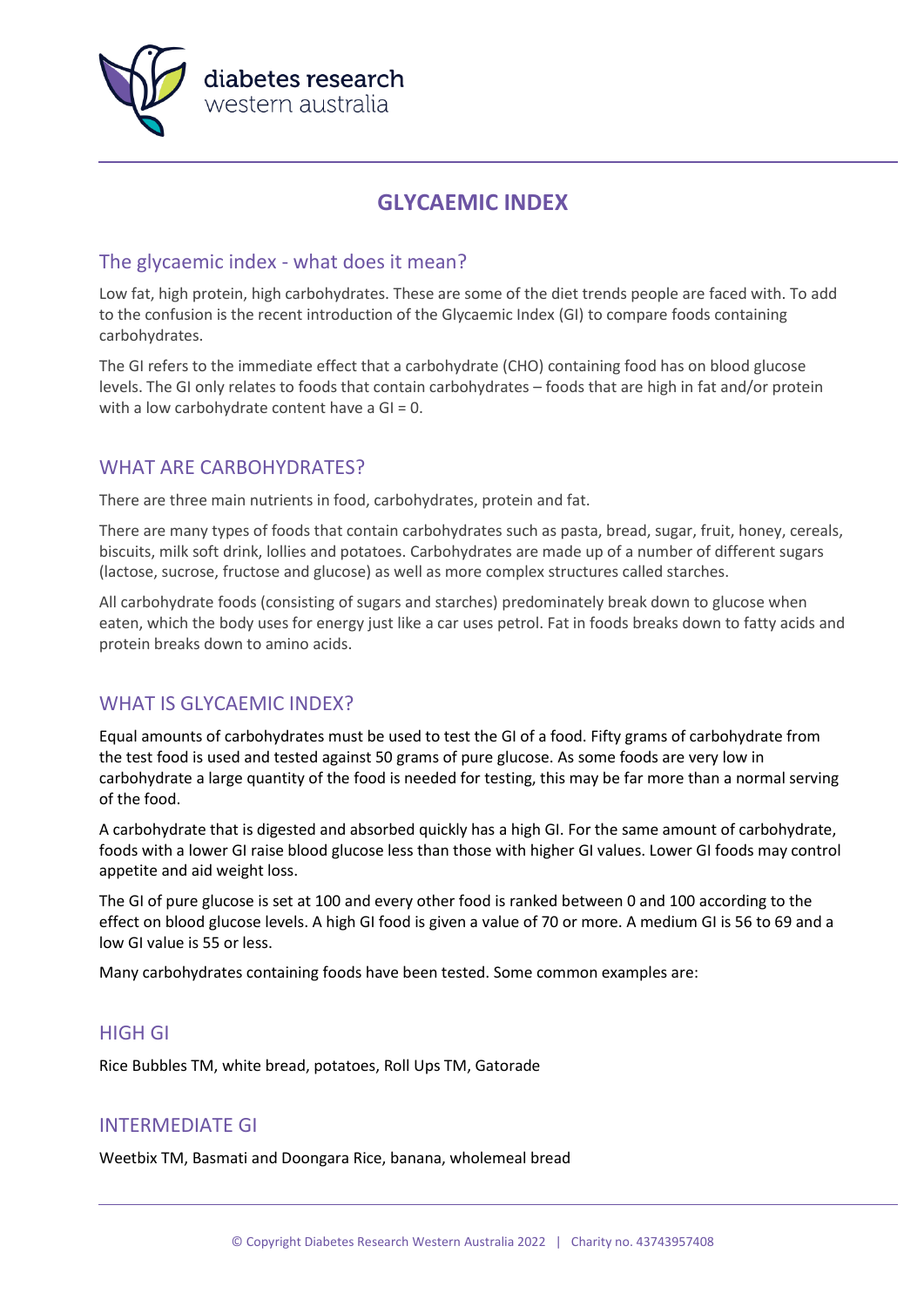diabetes research
western australia

# GLYCAEMIC INDEX

## The glycaemic index - what does it mean?

Low fat, high protein, high carbohydrates. These are some of the diet trends people are faced with. To add to the confusion is the recent introduction of the Glycaemic Index (GI) to compare foods containing carbohydrates.

The GI refers to the immediate effect that a carbohydrate (CHO) containing food has on blood glucose levels. The GI only relates to foods that contain carbohydrates – foods that are high in fat and/or protein with a low carbohydrate content have a GI = 0.

## WHAT ARE CARBOHYDRATES?

There are three main nutrients in food, carbohydrates, protein and fat.

There are many types of foods that contain carbohydrates such as pasta, bread, sugar, fruit, honey, cereals, biscuits, milk soft drink, lollies and potatoes. Carbohydrates are made up of a number of different sugars (lactose, sucrose, fructose and glucose) as well as more complex structures called starches.

All carbohydrate foods (consisting of sugars and starches) predominately break down to glucose when eaten, which the body uses for energy just like a car uses petrol. Fat in foods breaks down to fatty acids and protein breaks down to amino acids.

## WHAT IS GLYCAEMIC INDEX?

Equal amounts of carbohydrates must be used to test the GI of a food. Fifty grams of carbohydrate from the test food is used and tested against 50 grams of pure glucose. As some foods are very low in carbohydrate a large quantity of the food is needed for testing, this may be far more than a normal serving of the food.

A carbohydrate that is digested and absorbed quickly has a high GI. For the same amount of carbohydrate, foods with a lower GI raise blood glucose less than those with higher GI values. Lower GI foods may control appetite and aid weight loss.

The GI of pure glucose is set at 100 and every other food is ranked between 0 and 100 according to the effect on blood glucose levels. A high GI food is given a value of 70 or more. A medium GI is 56 to 69 and a low GI value is 55 or less.

Many carbohydrates containing foods have been tested. Some common examples are:

## HIGH GI

Rice Bubbles TM, white bread, potatoes, Roll Ups TM, Gatorade

## INTERMEDIATE GI

Weetbix TM, Basmati and Doongara Rice, banana, wholemeal bread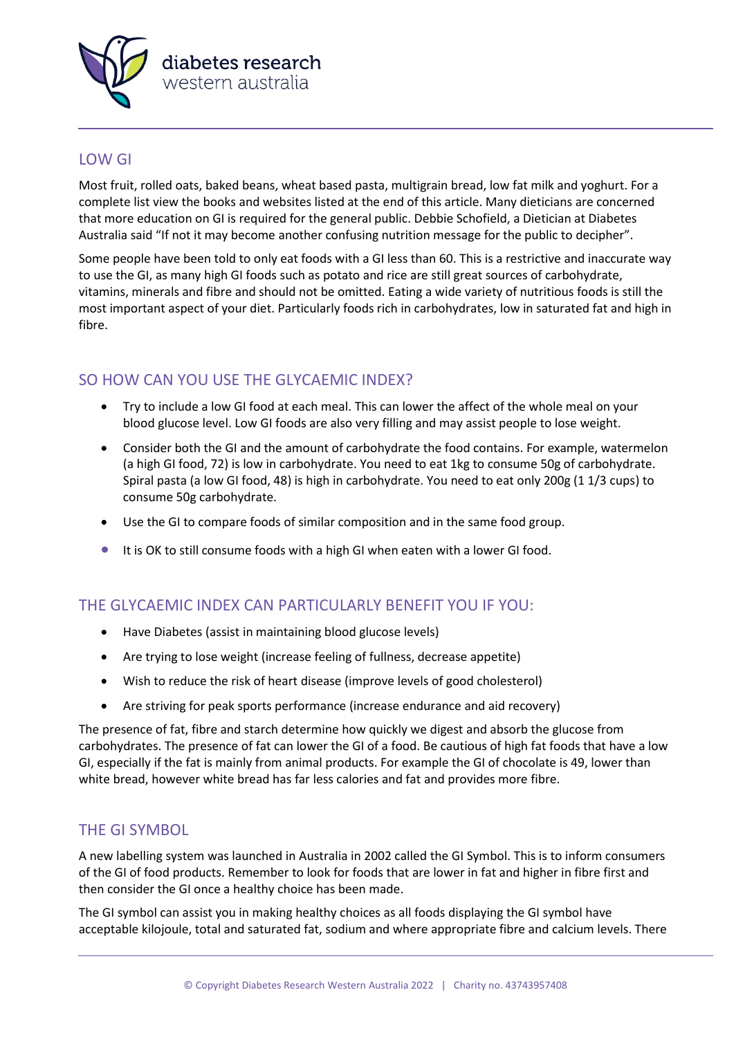## LOW GI

Most fruit, rolled oats, baked beans, wheat based pasta, multigrain bread, low fat milk and yoghurt. For a complete list view the books and websites listed at the end of this article. Many dieticians are concerned that more education on GI is required for the general public. Debbie Schofield, a Dietician at Diabetes Australia said "If not it may become another confusing nutrition message for the public to decipher".

Some people have been told to only eat foods with a GI less than 60. This is a restrictive and inaccurate way to use the GI, as many high GI foods such as potato and rice are still great sources of carbohydrate, vitamins, minerals and fibre and should not be omitted. Eating a wide variety of nutritious foods is still the most important aspect of your diet. Particularly foods rich in carbohydrates, low in saturated fat and high in fibre.

## SO HOW CAN YOU USE THE GLYCAEMIC INDEX?

- Try to include a low GI food at each meal. This can lower the affect of the whole meal on your blood glucose level. Low GI foods are also very filling and may assist people to lose weight.
- Consider both the GI and the amount of carbohydrate the food contains. For example, watermelon (a high GI food, 72) is low in carbohydrate. You need to eat 1kg to consume 50g of carbohydrate. Spiral pasta (a low GI food, 48) is high in carbohydrate. You need to eat only 200g (1 1/3 cups) to consume 50g carbohydrate.
- Use the GI to compare foods of similar composition and in the same food group.
- It is OK to still consume foods with a high GI when eaten with a lower GI food.

## THE GLYCAEMIC INDEX CAN PARTICULARLY BENEFIT YOU IF YOU:

- Have Diabetes (assist in maintaining blood glucose levels)
- Are trying to lose weight (increase feeling of fullness, decrease appetite)
- Wish to reduce the risk of heart disease (improve levels of good cholesterol)
- Are striving for peak sports performance (increase endurance and aid recovery)

The presence of fat, fibre and starch determine how quickly we digest and absorb the glucose from carbohydrates. The presence of fat can lower the GI of a food. Be cautious of high fat foods that have a low GI, especially if the fat is mainly from animal products. For example the GI of chocolate is 49, lower than white bread, however white bread has far less calories and fat and provides more fibre.

## THE GI SYMBOL

A new labelling system was launched in Australia in 2002 called the GI Symbol. This is to inform consumers of the GI of food products. Remember to look for foods that are lower in fat and higher in fibre first and then consider the GI once a healthy choice has been made.

The GI symbol can assist you in making healthy choices as all foods displaying the GI symbol have acceptable kilojoule, total and saturated fat, sodium and where appropriate fibre and calcium levels. There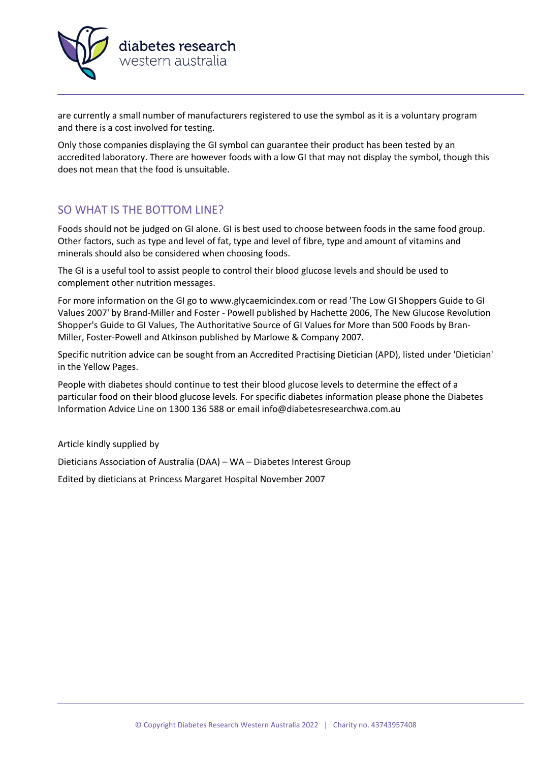are currently a small number of manufacturers registered to use the symbol as it is a voluntary program and there is a cost involved for testing.

Only those companies displaying the GI symbol can guarantee their product has been tested by an accredited laboratory. There are however foods with a low GI that may not display the symbol, though this does not mean that the food is unsuitable.

## SO WHAT IS THE BOTTOM LINE?

Foods should not be judged on GI alone. GI is best used to choose between foods in the same food group. Other factors, such as type and level of fat, type and level of fibre, type and amount of vitamins and minerals should also be considered when choosing foods.

The GI is a useful tool to assist people to control their blood glucose levels and should be used to complement other nutrition messages.

For more information on the GI go to www.glycaemicindex.com or read 'The Low GI Shoppers Guide to GI Values 2007' by Brand-Miller and Foster - Powell published by Hachette 2006, The New Glucose Revolution Shopper's Guide to GI Values, The Authoritative Source of GI Values for More than 500 Foods by Bran-Miller, Foster-Powell and Atkinson published by Marlowe & Company 2007.

Specific nutrition advice can be sought from an Accredited Practising Dietician (APD), listed under 'Dietician' in the Yellow Pages.

People with diabetes should continue to test their blood glucose levels to determine the effect of a particular food on their blood glucose levels. For specific diabetes information please phone the Diabetes Information Advice Line on 1300 136 588 or email info@diabetesresearchwa.com.au

Article kindly supplied by

Dieticians Association of Australia (DAA) – WA – Diabetes Interest Group

Edited by dieticians at Princess Margaret Hospital November 2007